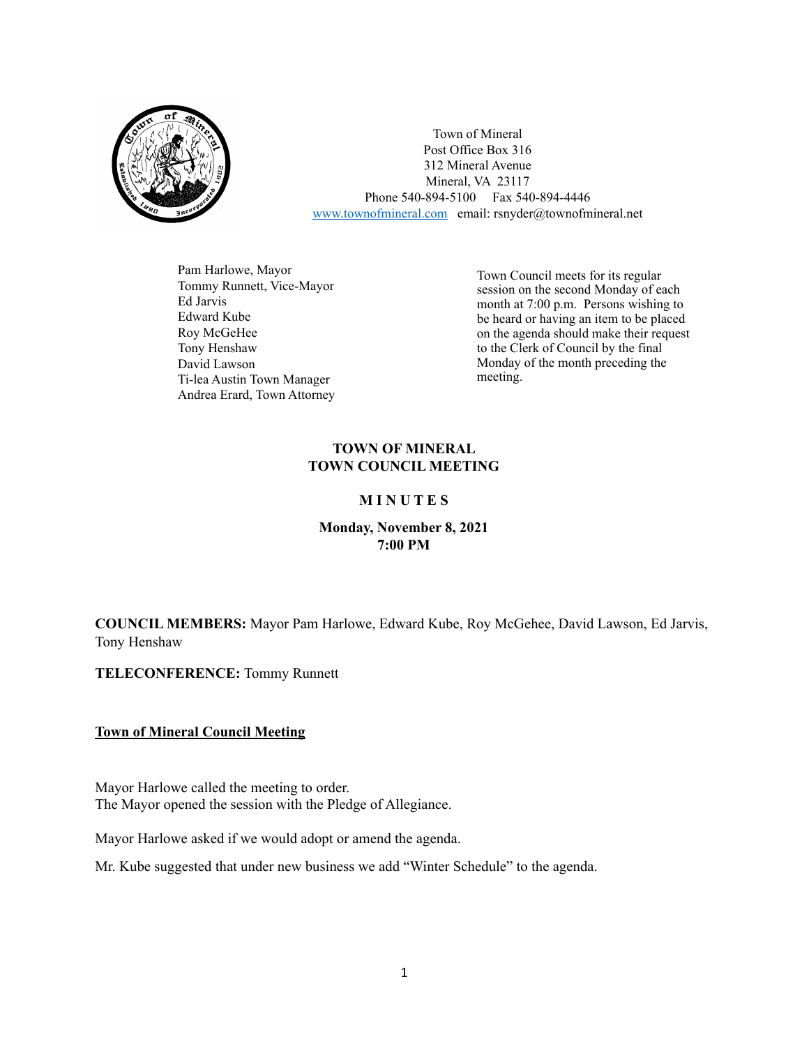Town of Mineral
Post Office Box 316
312 Mineral Avenue
Mineral, VA 23117
Phone 540-894-5100 Fax 540-894-4446
www.townofmineral.com email: rsnyder@townofmineral.net

Pam Harlowe, Mayor
Tommy Runnett, Vice-Mayor
Ed Jarvis
Edward Kube
Roy McGeHee
Tony Henshaw
David Lawson
Ti-lea Austin Town Manager
Andrea Erard, Town Attorney

Town Council meets for its regular session on the second Monday of each month at 7:00 p.m. Persons wishing to be heard or having an item to be placed on the agenda should make their request to the Clerk of Council by the final Monday of the month preceding the meeting.

# TOWN OF MINERAL TOWN COUNCIL MEETING

## M I N U T E S

**Monday, November 8, 2021**
**7:00 PM**

**COUNCIL MEMBERS:** Mayor Pam Harlowe, Edward Kube, Roy McGehee, David Lawson, Ed Jarvis, Tony Henshaw

**TELECONFERENCE:** Tommy Runnett

**Town of Mineral Council Meeting**

Mayor Harlowe called the meeting to order.
The Mayor opened the session with the Pledge of Allegiance.

Mayor Harlowe asked if we would adopt or amend the agenda.

Mr. Kube suggested that under new business we add "Winter Schedule" to the agenda.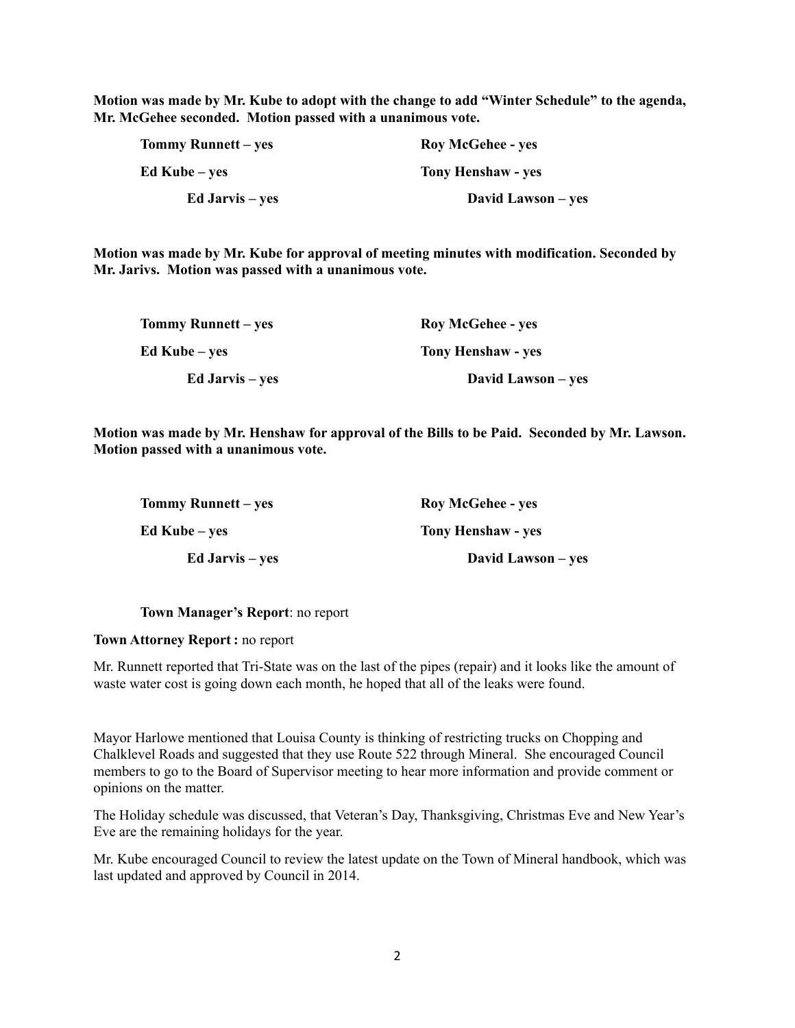**Motion was made by Mr. Kube to adopt with the change to add "Winter Schedule" to the agenda, Mr. McGehee seconded. Motion passed with a unanimous vote.**

| | |
|---|---|
| **Tommy Runnett – yes** | **Roy McGehee - yes** |
| **Ed Kube – yes** | **Tony Henshaw - yes** |
| **Ed Jarvis – yes** | **David Lawson – yes** |

**Motion was made by Mr. Kube for approval of meeting minutes with modification. Seconded by Mr. Jarivs. Motion was passed with a unanimous vote.**

| | |
|---|---|
| **Tommy Runnett – yes** | **Roy McGehee - yes** |
| **Ed Kube – yes** | **Tony Henshaw - yes** |
| **Ed Jarvis – yes** | **David Lawson – yes** |

**Motion was made by Mr. Henshaw for approval of the Bills to be Paid. Seconded by Mr. Lawson. Motion passed with a unanimous vote.**

| | |
|---|---|
| **Tommy Runnett – yes** | **Roy McGehee - yes** |
| **Ed Kube – yes** | **Tony Henshaw - yes** |
| **Ed Jarvis – yes** | **David Lawson – yes** |

**Town Manager's Report**: no report

**Town Attorney Report :** no report

Mr. Runnett reported that Tri-State was on the last of the pipes (repair) and it looks like the amount of waste water cost is going down each month, he hoped that all of the leaks were found.

Mayor Harlowe mentioned that Louisa County is thinking of restricting trucks on Chopping and Chalklevel Roads and suggested that they use Route 522 through Mineral. She encouraged Council members to go to the Board of Supervisor meeting to hear more information and provide comment or opinions on the matter.

The Holiday schedule was discussed, that Veteran's Day, Thanksgiving, Christmas Eve and New Year's Eve are the remaining holidays for the year.

Mr. Kube encouraged Council to review the latest update on the Town of Mineral handbook, which was last updated and approved by Council in 2014.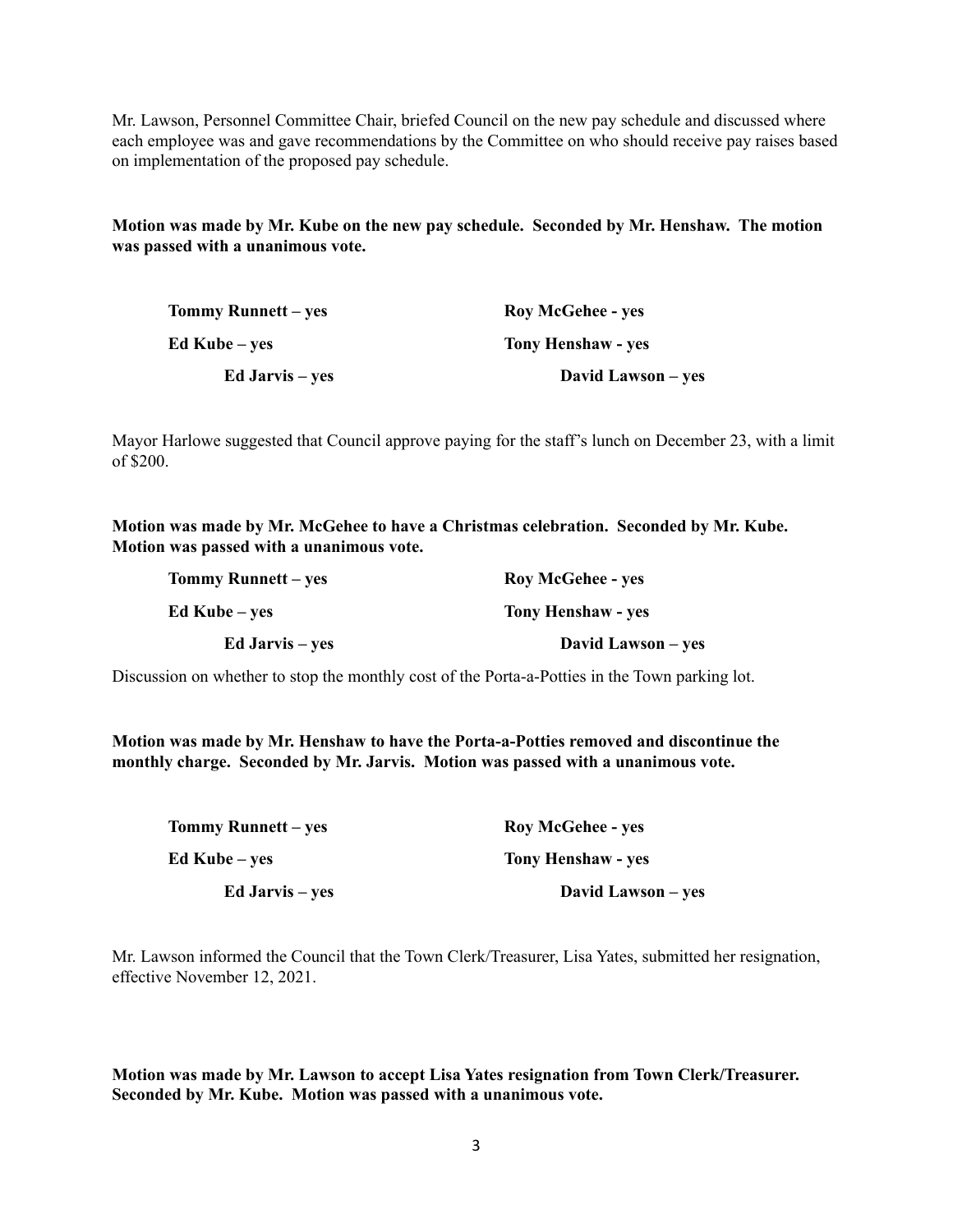Mr. Lawson, Personnel Committee Chair, briefed Council on the new pay schedule and discussed where each employee was and gave recommendations by the Committee on who should receive pay raises based on implementation of the proposed pay schedule.

**Motion was made by Mr. Kube on the new pay schedule. Seconded by Mr. Henshaw. The motion was passed with a unanimous vote.**

| | |
|---|---|
| **Tommy Runnett – yes** | **Roy McGehee - yes** |
| **Ed Kube – yes** | **Tony Henshaw - yes** |
| **Ed Jarvis – yes** | **David Lawson – yes** |

Mayor Harlowe suggested that Council approve paying for the staff's lunch on December 23, with a limit of $200.

**Motion was made by Mr. McGehee to have a Christmas celebration. Seconded by Mr. Kube. Motion was passed with a unanimous vote.**

| | |
|---|---|
| **Tommy Runnett – yes** | **Roy McGehee - yes** |
| **Ed Kube – yes** | **Tony Henshaw - yes** |
| **Ed Jarvis – yes** | **David Lawson – yes** |

Discussion on whether to stop the monthly cost of the Porta-a-Potties in the Town parking lot.

**Motion was made by Mr. Henshaw to have the Porta-a-Potties removed and discontinue the monthly charge. Seconded by Mr. Jarvis. Motion was passed with a unanimous vote.**

| | |
|---|---|
| **Tommy Runnett – yes** | **Roy McGehee - yes** |
| **Ed Kube – yes** | **Tony Henshaw - yes** |
| **Ed Jarvis – yes** | **David Lawson – yes** |

Mr. Lawson informed the Council that the Town Clerk/Treasurer, Lisa Yates, submitted her resignation, effective November 12, 2021.

**Motion was made by Mr. Lawson to accept Lisa Yates resignation from Town Clerk/Treasurer. Seconded by Mr. Kube. Motion was passed with a unanimous vote.**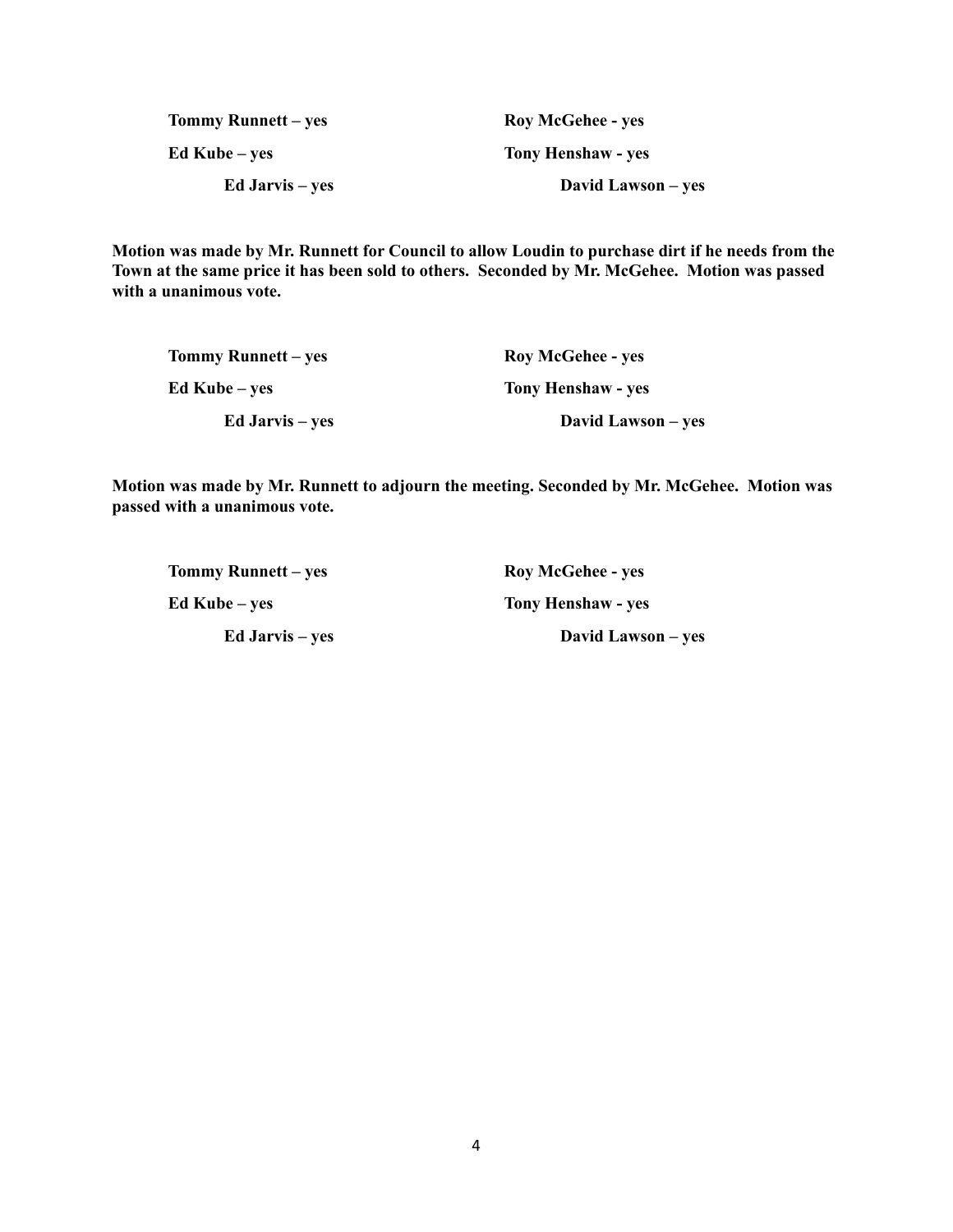**Tommy Runnett – yes** **Roy McGehee - yes**

**Ed Kube – yes** **Tony Henshaw - yes**

**Ed Jarvis – yes** **David Lawson – yes**

**Motion was made by Mr. Runnett for Council to allow Loudin to purchase dirt if he needs from the Town at the same price it has been sold to others. Seconded by Mr. McGehee. Motion was passed with a unanimous vote.**

**Tommy Runnett – yes** **Roy McGehee - yes**

**Ed Kube – yes** **Tony Henshaw - yes**

**Ed Jarvis – yes** **David Lawson – yes**

**Motion was made by Mr. Runnett to adjourn the meeting. Seconded by Mr. McGehee. Motion was passed with a unanimous vote.**

**Tommy Runnett – yes** **Roy McGehee - yes**

**Ed Kube – yes** **Tony Henshaw - yes**

**Ed Jarvis – yes** **David Lawson – yes**